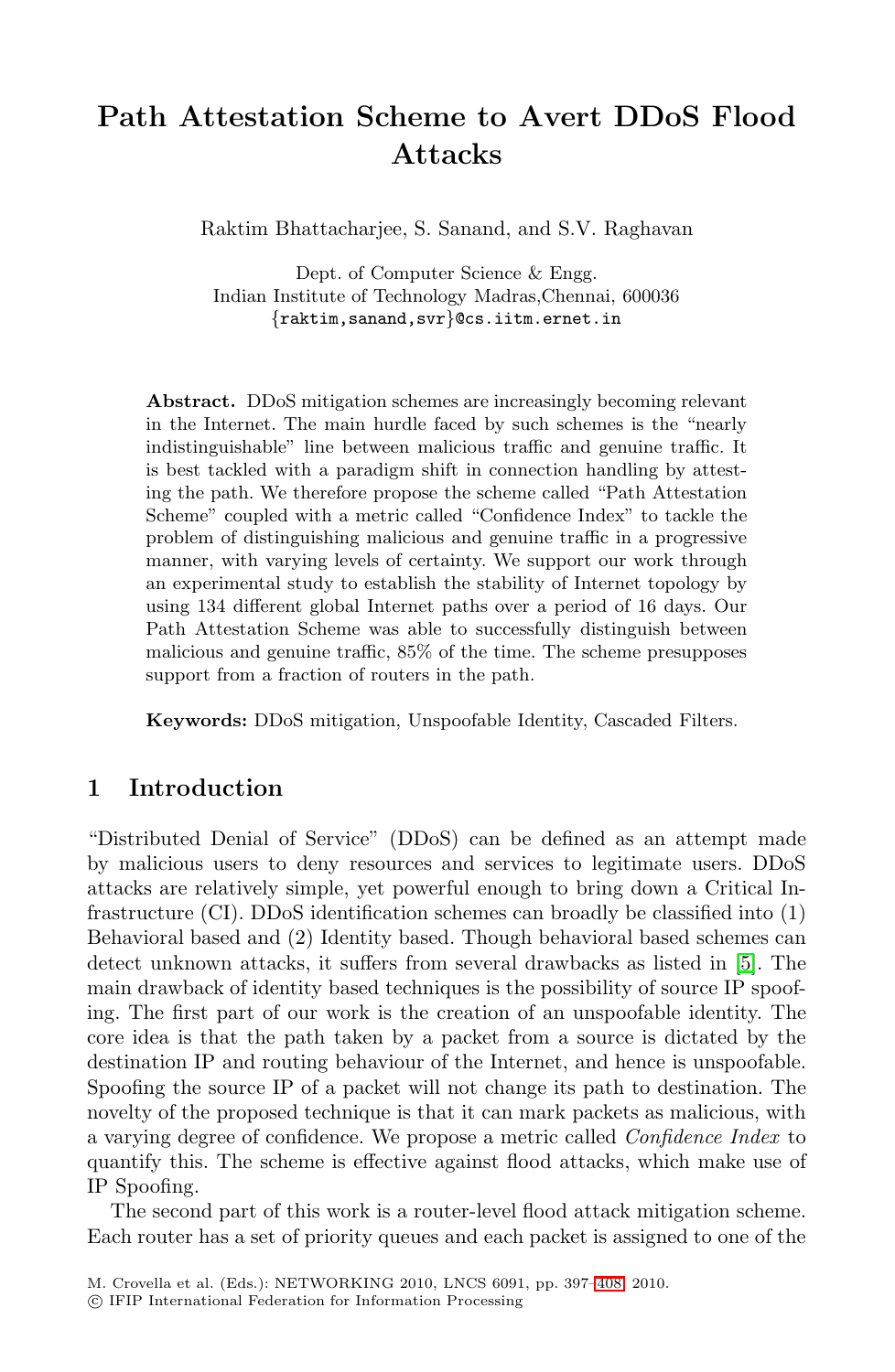# Path Attestation Scheme to Avert DDoS Flood Attacks

Raktim Bhattacharjee, S. Sanand, and S.V. Raghavan

Dept. of Computer Science & Engg.
Indian Institute of Technology Madras,Chennai, 600036
{raktim,sanand,svr}@cs.iitm.ernet.in

**Abstract.** DDoS mitigation schemes are increasingly becoming relevant in the Internet. The main hurdle faced by such schemes is the "nearly indistinguishable" line between malicious traffic and genuine traffic. It is best tackled with a paradigm shift in connection handling by attesting the path. We therefore propose the scheme called "Path Attestation Scheme" coupled with a metric called "Confidence Index" to tackle the problem of distinguishing malicious and genuine traffic in a progressive manner, with varying levels of certainty. We support our work through an experimental study to establish the stability of Internet topology by using 134 different global Internet paths over a period of 16 days. Our Path Attestation Scheme was able to successfully distinguish between malicious and genuine traffic, 85% of the time. The scheme presupposes support from a fraction of routers in the path.

**Keywords:** DDoS mitigation, Unspoofable Identity, Cascaded Filters.

## 1 Introduction

"Distributed Denial of Service" (DDoS) can be defined as an attempt made by malicious users to deny resources and services to legitimate users. DDoS attacks are relatively simple, yet powerful enough to bring down a Critical Infrastructure (CI). DDoS identification schemes can broadly be classified into (1) Behavioral based and (2) Identity based. Though behavioral based schemes can detect unknown attacks, it suffers from several drawbacks as listed in [5]. The main drawback of identity based techniques is the possibility of source IP spoofing. The first part of our work is the creation of an unspoofable identity. The core idea is that the path taken by a packet from a source is dictated by the destination IP and routing behaviour of the Internet, and hence is unspoofable. Spoofing the source IP of a packet will not change its path to destination. The novelty of the proposed technique is that it can mark packets as malicious, with a varying degree of confidence. We propose a metric called *Confidence Index* to quantify this. The scheme is effective against flood attacks, which make use of IP Spoofing.

The second part of this work is a router-level flood attack mitigation scheme. Each router has a set of priority queues and each packet is assigned to one of the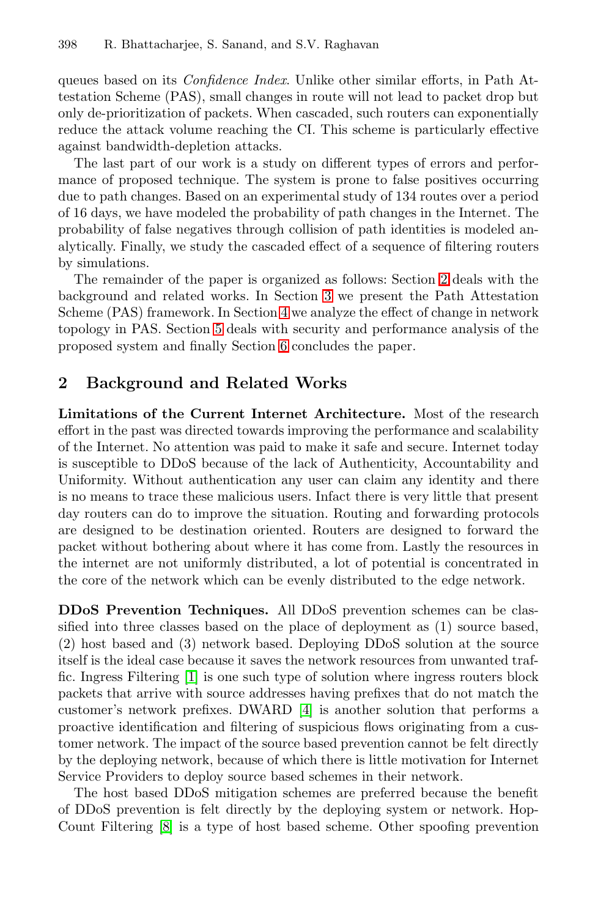queues based on its *Confidence Index*. Unlike other similar efforts, in Path Attestation Scheme (PAS), small changes in route will not lead to packet drop but only de-prioritization of packets. When cascaded, such routers can exponentially reduce the attack volume reaching the CI. This scheme is particularly effective against bandwidth-depletion attacks.

The last part of our work is a study on different types of errors and performance of proposed technique. The system is prone to false positives occurring due to path changes. Based on an experimental study of 134 routes over a period of 16 days, we have modeled the probability of path changes in the Internet. The probability of false negatives through collision of path identities is modeled analytically. Finally, we study the cascaded effect of a sequence of filtering routers by simulations.

The remainder of the paper is organized as follows: Section 2 deals with the background and related works. In Section 3 we present the Path Attestation Scheme (PAS) framework. In Section 4 we analyze the effect of change in network topology in PAS. Section 5 deals with security and performance analysis of the proposed system and finally Section 6 concludes the paper.

## 2 Background and Related Works

**Limitations of the Current Internet Architecture.** Most of the research effort in the past was directed towards improving the performance and scalability of the Internet. No attention was paid to make it safe and secure. Internet today is susceptible to DDoS because of the lack of Authenticity, Accountability and Uniformity. Without authentication any user can claim any identity and there is no means to trace these malicious users. Infact there is very little that present day routers can do to improve the situation. Routing and forwarding protocols are designed to be destination oriented. Routers are designed to forward the packet without bothering about where it has come from. Lastly the resources in the internet are not uniformly distributed, a lot of potential is concentrated in the core of the network which can be evenly distributed to the edge network.

**DDoS Prevention Techniques.** All DDoS prevention schemes can be classified into three classes based on the place of deployment as (1) source based, (2) host based and (3) network based. Deploying DDoS solution at the source itself is the ideal case because it saves the network resources from unwanted traffic. Ingress Filtering [1] is one such type of solution where ingress routers block packets that arrive with source addresses having prefixes that do not match the customer's network prefixes. DWARD [4] is another solution that performs a proactive identification and filtering of suspicious flows originating from a customer network. The impact of the source based prevention cannot be felt directly by the deploying network, because of which there is little motivation for Internet Service Providers to deploy source based schemes in their network.

The host based DDoS mitigation schemes are preferred because the benefit of DDoS prevention is felt directly by the deploying system or network. Hop-Count Filtering [8] is a type of host based scheme. Other spoofing prevention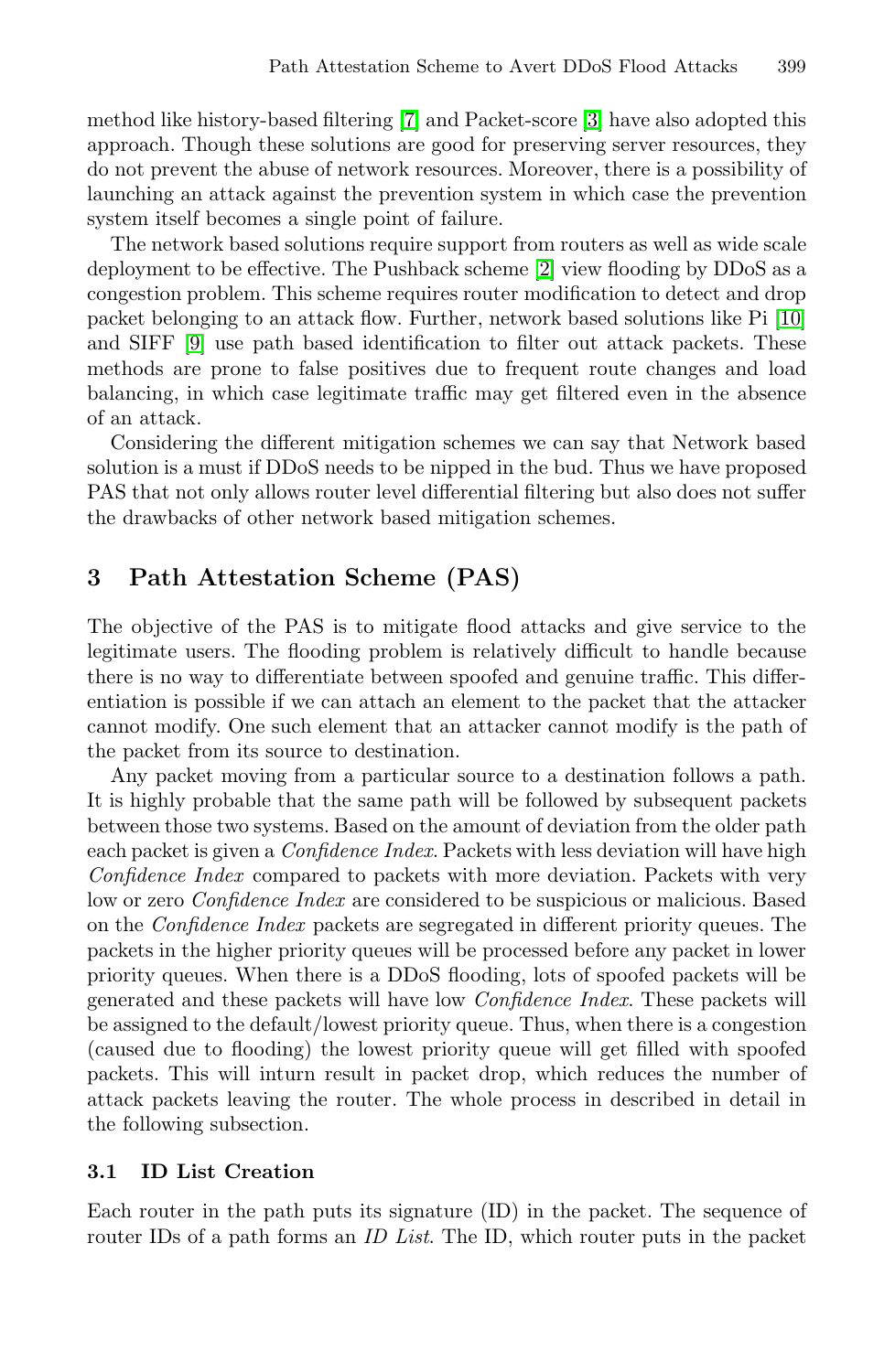method like history-based filtering [7] and Packet-score [3] have also adopted this approach. Though these solutions are good for preserving server resources, they do not prevent the abuse of network resources. Moreover, there is a possibility of launching an attack against the prevention system in which case the prevention system itself becomes a single point of failure.

The network based solutions require support from routers as well as wide scale deployment to be effective. The Pushback scheme [2] view flooding by DDoS as a congestion problem. This scheme requires router modification to detect and drop packet belonging to an attack flow. Further, network based solutions like Pi [10] and SIFF [9] use path based identification to filter out attack packets. These methods are prone to false positives due to frequent route changes and load balancing, in which case legitimate traffic may get filtered even in the absence of an attack.

Considering the different mitigation schemes we can say that Network based solution is a must if DDoS needs to be nipped in the bud. Thus we have proposed PAS that not only allows router level differential filtering but also does not suffer the drawbacks of other network based mitigation schemes.

## 3 Path Attestation Scheme (PAS)

The objective of the PAS is to mitigate flood attacks and give service to the legitimate users. The flooding problem is relatively difficult to handle because there is no way to differentiate between spoofed and genuine traffic. This differentiation is possible if we can attach an element to the packet that the attacker cannot modify. One such element that an attacker cannot modify is the path of the packet from its source to destination.

Any packet moving from a particular source to a destination follows a path. It is highly probable that the same path will be followed by subsequent packets between those two systems. Based on the amount of deviation from the older path each packet is given a *Confidence Index*. Packets with less deviation will have high *Confidence Index* compared to packets with more deviation. Packets with very low or zero *Confidence Index* are considered to be suspicious or malicious. Based on the *Confidence Index* packets are segregated in different priority queues. The packets in the higher priority queues will be processed before any packet in lower priority queues. When there is a DDoS flooding, lots of spoofed packets will be generated and these packets will have low *Confidence Index*. These packets will be assigned to the default/lowest priority queue. Thus, when there is a congestion (caused due to flooding) the lowest priority queue will get filled with spoofed packets. This will inturn result in packet drop, which reduces the number of attack packets leaving the router. The whole process in described in detail in the following subsection.

### 3.1 ID List Creation

Each router in the path puts its signature (ID) in the packet. The sequence of router IDs of a path forms an *ID List*. The ID, which router puts in the packet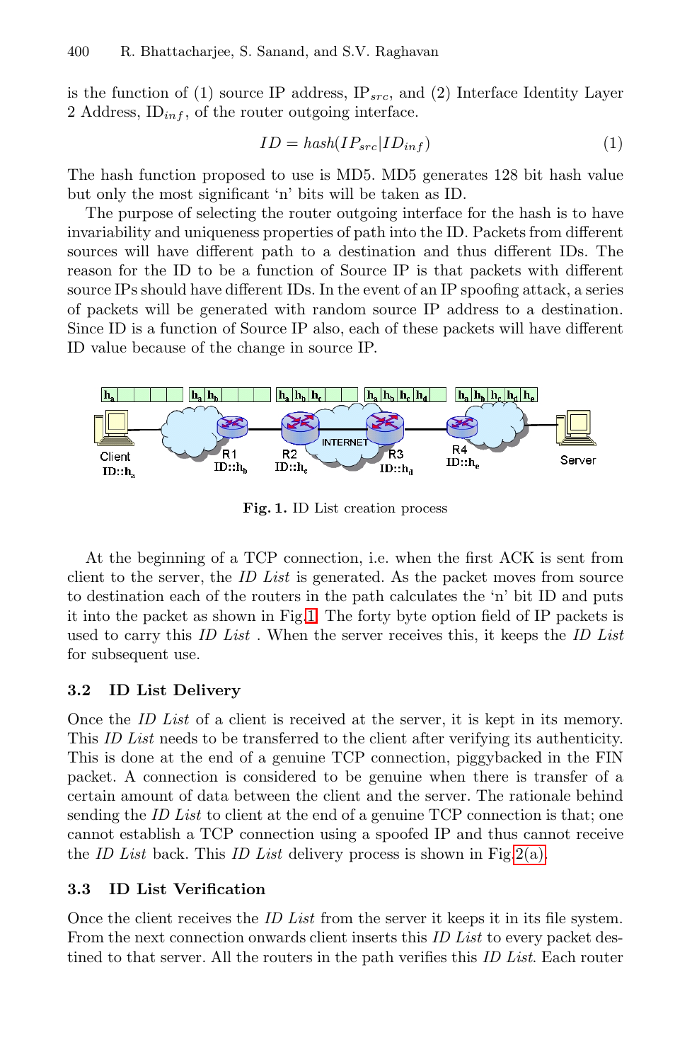is the function of (1) source IP address, $IP_{src}$, and (2) Interface Identity Layer 2 Address, $ID_{inf}$, of the router outgoing interface.

$$ID = hash(IP_{src}|ID_{inf}) \quad (1)$$

The hash function proposed to use is MD5. MD5 generates 128 bit hash value but only the most significant 'n' bits will be taken as ID.

The purpose of selecting the router outgoing interface for the hash is to have invariability and uniqueness properties of path into the ID. Packets from different sources will have different path to a destination and thus different IDs. The reason for the ID to be a function of Source IP is that packets with different source IPs should have different IDs. In the event of an IP spoofing attack, a series of packets will be generated with random source IP address to a destination. Since ID is a function of Source IP also, each of these packets will have different ID value because of the change in source IP.

$h_a$

$h_a$ $h_b$

$h_a$ $h_b$ $h_c$

$h_a$ $h_b$ $h_c$ $h_d$

$h_a$ $h_b$ $h_c$ $h_d$ $h_e$

Client ID::$h_a$

R1 ID::$h_b$

R2 ID::$h_c$

INTERNET

R3 ID::$h_d$

R4 ID::$h_e$

Server

**Fig. 1.** ID List creation process

At the beginning of a TCP connection, i.e. when the first ACK is sent from client to the server, the *ID List* is generated. As the packet moves from source to destination each of the routers in the path calculates the 'n' bit ID and puts it into the packet as shown in Fig.1. The forty byte option field of IP packets is used to carry this *ID List* . When the server receives this, it keeps the *ID List* for subsequent use.

### 3.2 ID List Delivery

Once the *ID List* of a client is received at the server, it is kept in its memory. This *ID List* needs to be transferred to the client after verifying its authenticity. This is done at the end of a genuine TCP connection, piggybacked in the FIN packet. A connection is considered to be genuine when there is transfer of a certain amount of data between the client and the server. The rationale behind sending the *ID List* to client at the end of a genuine TCP connection is that; one cannot establish a TCP connection using a spoofed IP and thus cannot receive the *ID List* back. This *ID List* delivery process is shown in Fig.2(a).

### 3.3 ID List Verification

Once the client receives the *ID List* from the server it keeps it in its file system. From the next connection onwards client inserts this *ID List* to every packet destined to that server. All the routers in the path verifies this *ID List*. Each router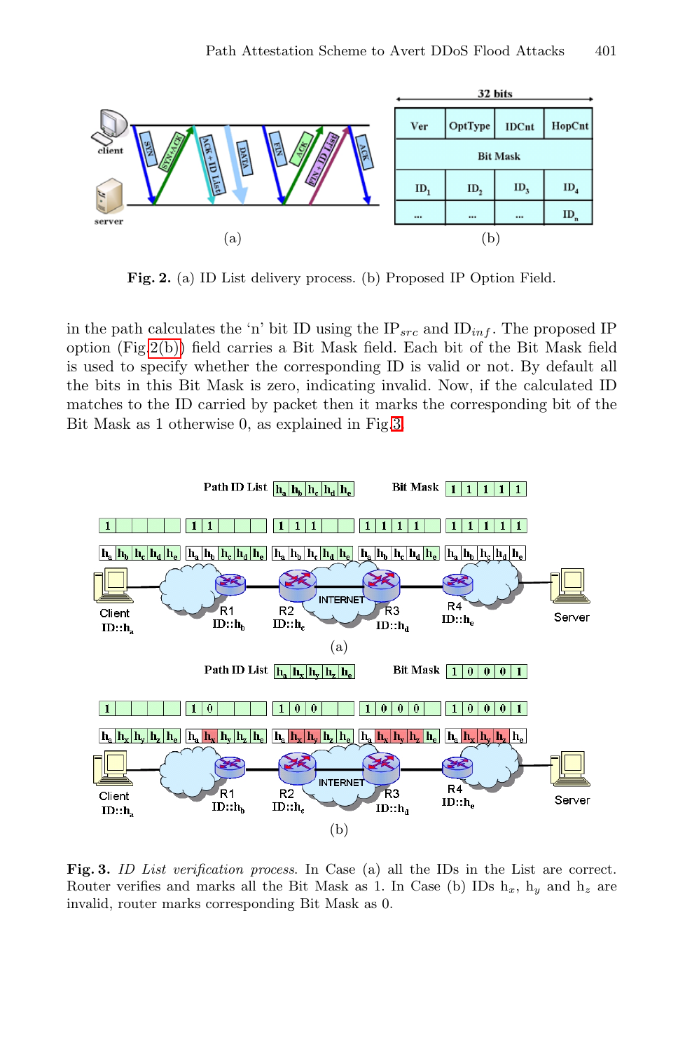**Fig. 2.** (a) ID List delivery process. (b) Proposed IP Option Field.

in the path calculates the 'n' bit ID using the $IP_{src}$ and $ID_{inf}$. The proposed IP option (Fig 2(b)) field carries a Bit Mask field. Each bit of the Bit Mask field is used to specify whether the corresponding ID is valid or not. By default all the bits in this Bit Mask is zero, indicating invalid. Now, if the calculated ID matches to the ID carried by packet then it marks the corresponding bit of the Bit Mask as 1 otherwise 0, as explained in Fig 3.

**Fig. 3.** *ID List verification process.* In Case (a) all the IDs in the List are correct. Router verifies and marks all the Bit Mask as 1. In Case (b) IDs $h_x$, $h_y$ and $h_z$ are invalid, router marks corresponding Bit Mask as 0.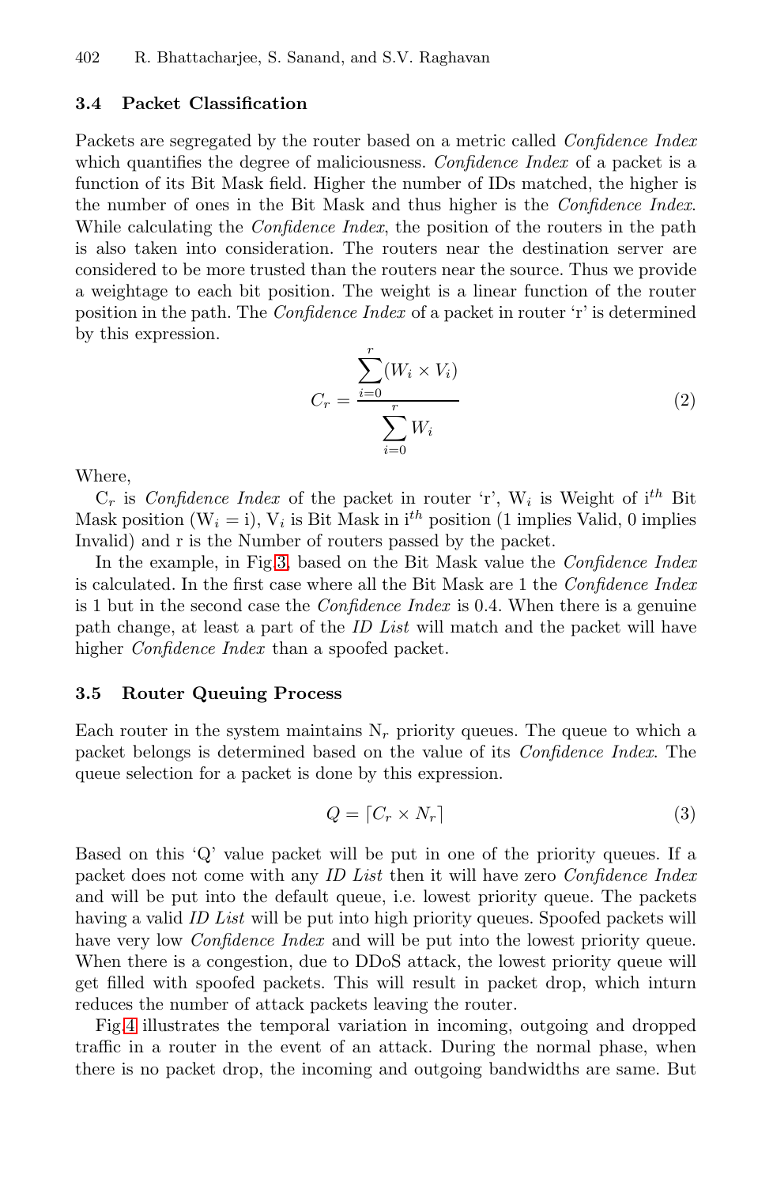### 3.4 Packet Classification

Packets are segregated by the router based on a metric called *Confidence Index* which quantifies the degree of maliciousness. *Confidence Index* of a packet is a function of its Bit Mask field. Higher the number of IDs matched, the higher is the number of ones in the Bit Mask and thus higher is the *Confidence Index.* While calculating the *Confidence Index*, the position of the routers in the path is also taken into consideration. The routers near the destination server are considered to be more trusted than the routers near the source. Thus we provide a weightage to each bit position. The weight is a linear function of the router position in the path. The *Confidence Index* of a packet in router 'r' is determined by this expression.

$$C_r = \frac{\sum_{i=0}^{r}(W_i \times V_i)}{\sum_{i=0}^{r} W_i} \tag{2}$$

Where,

$C_r$ is *Confidence Index* of the packet in router 'r', $W_i$ is Weight of $i^{th}$ Bit Mask position ($W_i = i$), $V_i$ is Bit Mask in $i^{th}$ position (1 implies Valid, 0 implies Invalid) and r is the Number of routers passed by the packet.

In the example, in Fig 3, based on the Bit Mask value the *Confidence Index* is calculated. In the first case where all the Bit Mask are 1 the *Confidence Index* is 1 but in the second case the *Confidence Index* is 0.4. When there is a genuine path change, at least a part of the *ID List* will match and the packet will have higher *Confidence Index* than a spoofed packet.

### 3.5 Router Queuing Process

Each router in the system maintains $N_r$ priority queues. The queue to which a packet belongs is determined based on the value of its *Confidence Index*. The queue selection for a packet is done by this expression.

$$Q = \lceil C_r \times N_r \rceil \tag{3}$$

Based on this 'Q' value packet will be put in one of the priority queues. If a packet does not come with any *ID List* then it will have zero *Confidence Index* and will be put into the default queue, i.e. lowest priority queue. The packets having a valid *ID List* will be put into high priority queues. Spoofed packets will have very low *Confidence Index* and will be put into the lowest priority queue. When there is a congestion, due to DDoS attack, the lowest priority queue will get filled with spoofed packets. This will result in packet drop, which inturn reduces the number of attack packets leaving the router.

Fig 4 illustrates the temporal variation in incoming, outgoing and dropped traffic in a router in the event of an attack. During the normal phase, when there is no packet drop, the incoming and outgoing bandwidths are same. But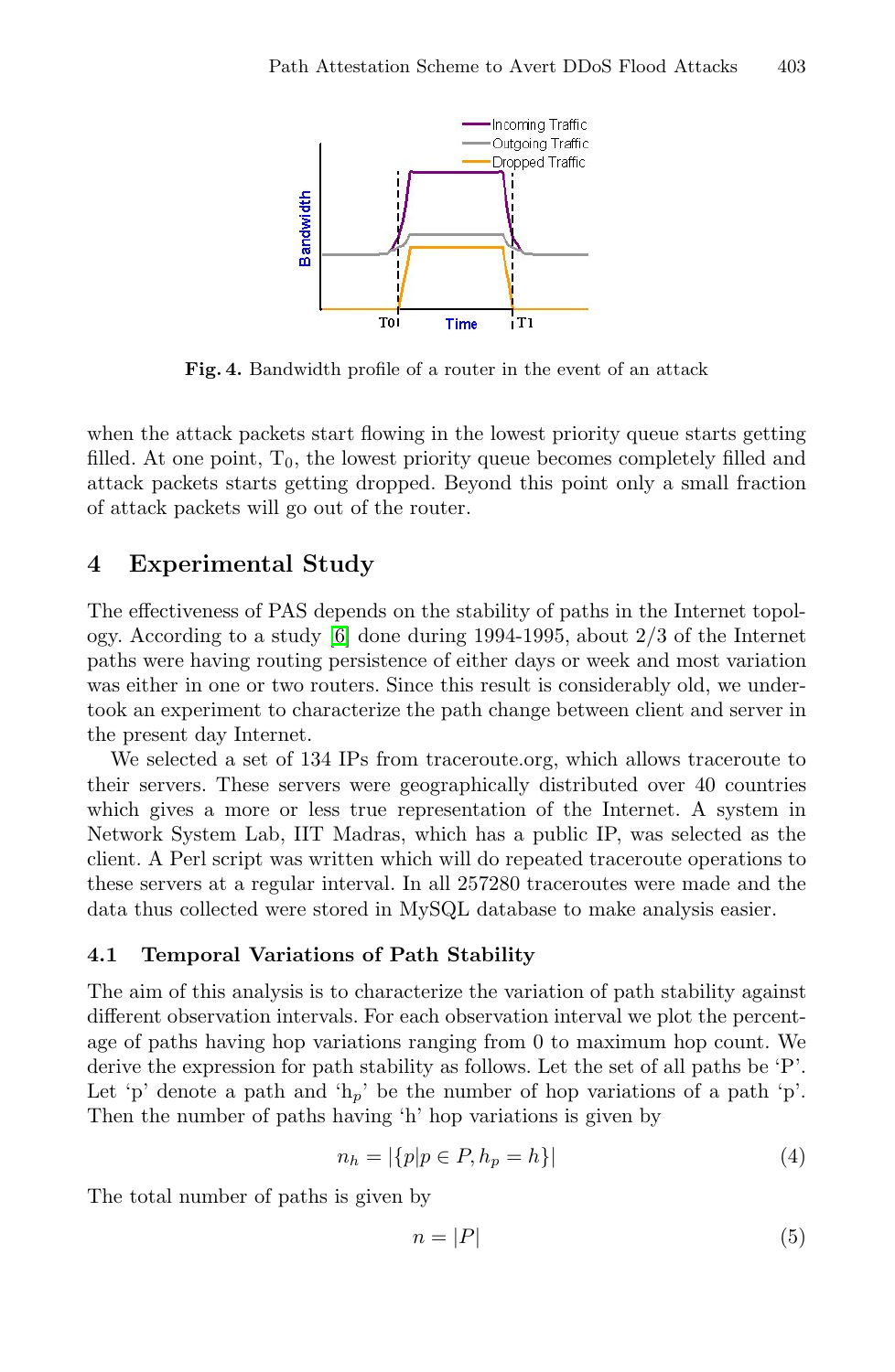**Fig. 4.** Bandwidth profile of a router in the event of an attack

when the attack packets start flowing in the lowest priority queue starts getting filled. At one point, $T_0$, the lowest priority queue becomes completely filled and attack packets starts getting dropped. Beyond this point only a small fraction of attack packets will go out of the router.

## 4 Experimental Study

The effectiveness of PAS depends on the stability of paths in the Internet topology. According to a study [6] done during 1994-1995, about 2/3 of the Internet paths were having routing persistence of either days or week and most variation was either in one or two routers. Since this result is considerably old, we undertook an experiment to characterize the path change between client and server in the present day Internet.

We selected a set of 134 IPs from traceroute.org, which allows traceroute to their servers. These servers were geographically distributed over 40 countries which gives a more or less true representation of the Internet. A system in Network System Lab, IIT Madras, which has a public IP, was selected as the client. A Perl script was written which will do repeated traceroute operations to these servers at a regular interval. In all 257280 traceroutes were made and the data thus collected were stored in MySQL database to make analysis easier.

### 4.1 Temporal Variations of Path Stability

The aim of this analysis is to characterize the variation of path stability against different observation intervals. For each observation interval we plot the percentage of paths having hop variations ranging from 0 to maximum hop count. We derive the expression for path stability as follows. Let the set of all paths be 'P'. Let 'p' denote a path and '$h_p$' be the number of hop variations of a path 'p'. Then the number of paths having 'h' hop variations is given by

$$n_h = |\{p | p \in P, h_p = h\}| \tag{4}$$

The total number of paths is given by

$$n = |P| \tag{5}$$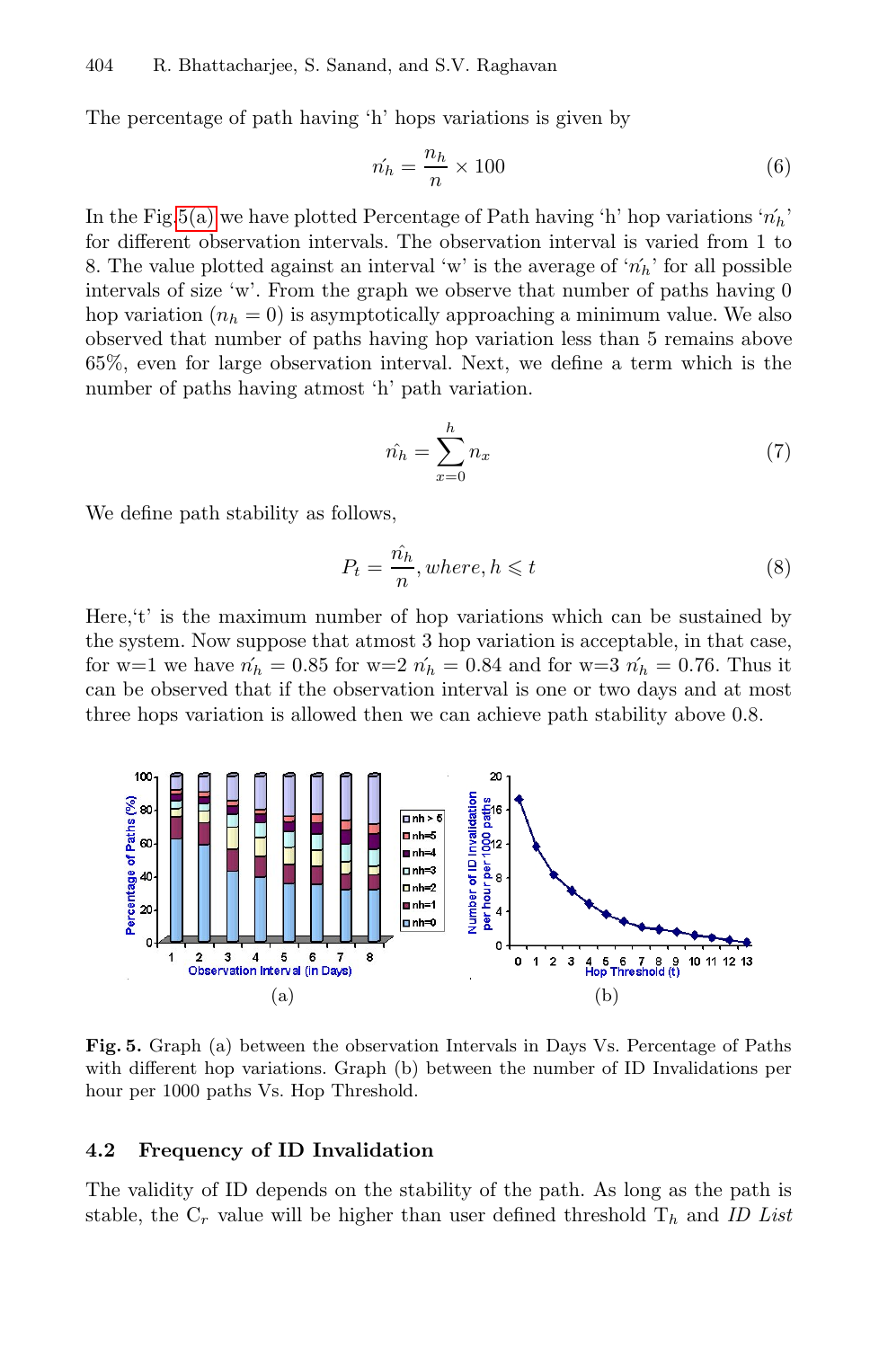The percentage of path having 'h' hops variations is given by

$$\acute{n_h} = \frac{n_h}{n} \times 100 \tag{6}$$

In the Fig.5(a) we have plotted Percentage of Path having 'h' hop variations '$\acute{n_h}$' for different observation intervals. The observation interval is varied from 1 to 8. The value plotted against an interval 'w' is the average of '$\acute{n_h}$' for all possible intervals of size 'w'. From the graph we observe that number of paths having 0 hop variation ($n_h = 0$) is asymptotically approaching a minimum value. We also observed that number of paths having hop variation less than 5 remains above 65%, even for large observation interval. Next, we define a term which is the number of paths having atmost 'h' path variation.

$$\hat{n_h} = \sum_{x=0}^{h} n_x \tag{7}$$

We define path stability as follows,

$$P_t = \frac{\hat{n_h}}{n}, where, h \leqslant t \tag{8}$$

Here,'t' is the maximum number of hop variations which can be sustained by the system. Now suppose that atmost 3 hop variation is acceptable, in that case, for w=1 we have $\acute{n_h} = 0.85$ for w=2 $\acute{n_h} = 0.84$ and for w=3 $\acute{n_h} = 0.76$. Thus it can be observed that if the observation interval is one or two days and at most three hops variation is allowed then we can achieve path stability above 0.8.

(a) (b)

**Fig. 5.** Graph (a) between the observation Intervals in Days Vs. Percentage of Paths with different hop variations. Graph (b) between the number of ID Invalidations per hour per 1000 paths Vs. Hop Threshold.

### 4.2 Frequency of ID Invalidation

The validity of ID depends on the stability of the path. As long as the path is stable, the $C_r$ value will be higher than user defined threshold $T_h$ and *ID List*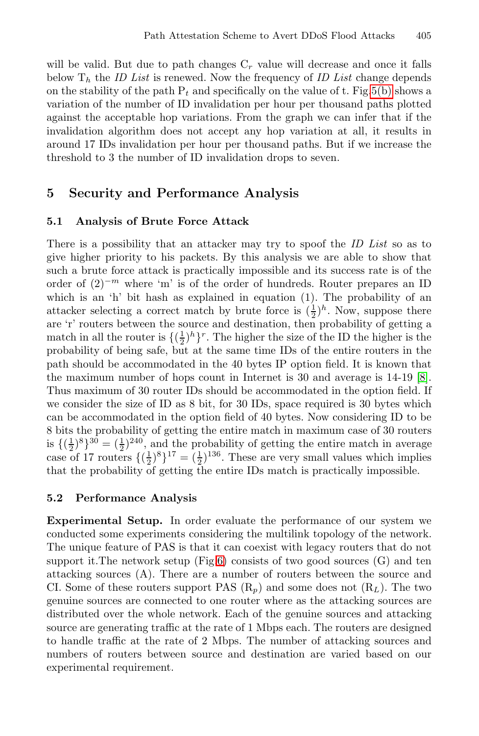will be valid. But due to path changes $C_r$ value will decrease and once it falls below $T_h$ the *ID List* is renewed. Now the frequency of *ID List* change depends on the stability of the path $P_t$ and specifically on the value of t. Fig 5(b) shows a variation of the number of ID invalidation per hour per thousand paths plotted against the acceptable hop variations. From the graph we can infer that if the invalidation algorithm does not accept any hop variation at all, it results in around 17 IDs invalidation per hour per thousand paths. But if we increase the threshold to 3 the number of ID invalidation drops to seven.

## 5 Security and Performance Analysis

### 5.1 Analysis of Brute Force Attack

There is a possibility that an attacker may try to spoof the *ID List* so as to give higher priority to his packets. By this analysis we are able to show that such a brute force attack is practically impossible and its success rate is of the order of $(2)^{-m}$ where 'm' is of the order of hundreds. Router prepares an ID which is an 'h' bit hash as explained in equation (1). The probability of an attacker selecting a correct match by brute force is $(\frac{1}{2})^h$. Now, suppose there are 'r' routers between the source and destination, then probability of getting a match in all the router is $\{(\frac{1}{2})^h\}^r$. The higher the size of the ID the higher is the probability of being safe, but at the same time IDs of the entire routers in the path should be accommodated in the 40 bytes IP option field. It is known that the maximum number of hops count in Internet is 30 and average is 14-19 [8]. Thus maximum of 30 router IDs should be accommodated in the option field. If we consider the size of ID as 8 bit, for 30 IDs, space required is 30 bytes which can be accommodated in the option field of 40 bytes. Now considering ID to be 8 bits the probability of getting the entire match in maximum case of 30 routers is $\{(\frac{1}{2})^8\}^{30} = (\frac{1}{2})^{240}$, and the probability of getting the entire match in average case of 17 routers $\{(\frac{1}{2})^8\}^{17} = (\frac{1}{2})^{136}$. These are very small values which implies that the probability of getting the entire IDs match is practically impossible.

### 5.2 Performance Analysis

**Experimental Setup.** In order evaluate the performance of our system we conducted some experiments considering the multilink topology of the network. The unique feature of PAS is that it can coexist with legacy routers that do not support it.The network setup (Fig 6) consists of two good sources (G) and ten attacking sources (A). There are a number of routers between the source and CI. Some of these routers support PAS ($R_p$) and some does not ($R_L$). The two genuine sources are connected to one router where as the attacking sources are distributed over the whole network. Each of the genuine sources and attacking source are generating traffic at the rate of 1 Mbps each. The routers are designed to handle traffic at the rate of 2 Mbps. The number of attacking sources and numbers of routers between source and destination are varied based on our experimental requirement.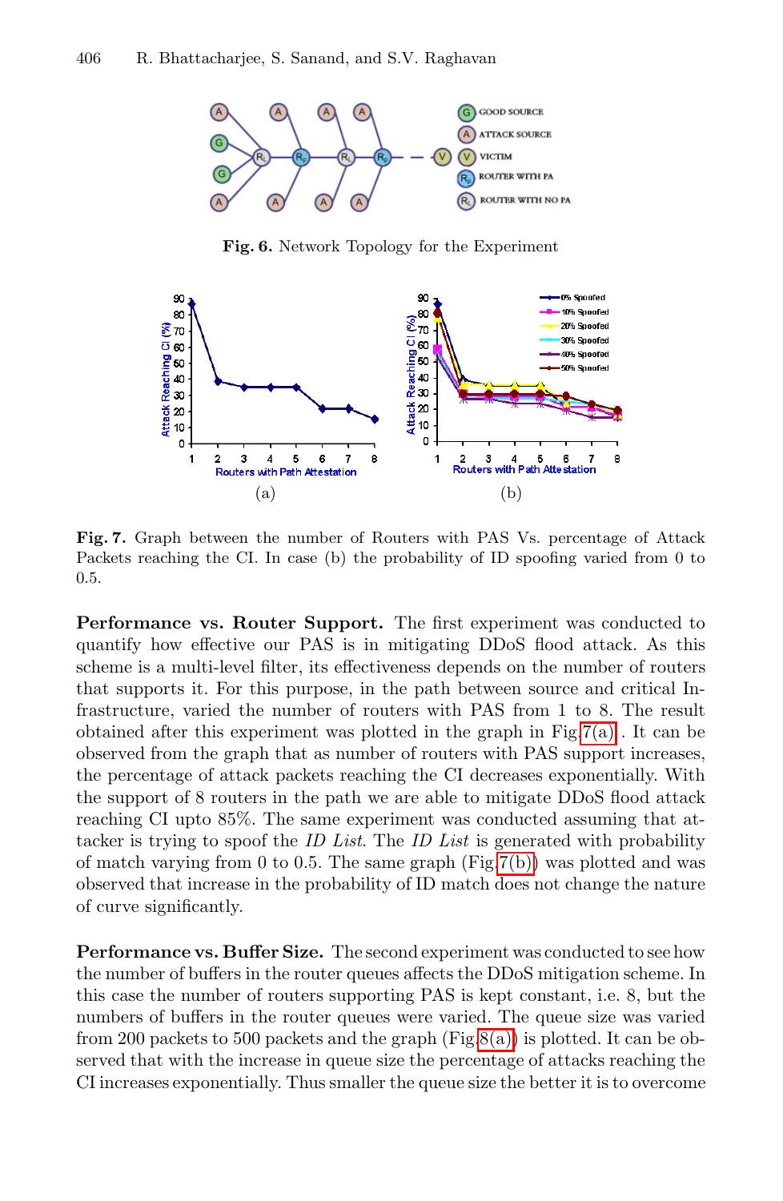**Fig. 6.** Network Topology for the Experiment

**Fig. 7.** Graph between the number of Routers with PAS Vs. percentage of Attack Packets reaching the CI. In case (b) the probability of ID spoofing varied from 0 to 0.5.

**Performance vs. Router Support.** The first experiment was conducted to quantify how effective our PAS is in mitigating DDoS flood attack. As this scheme is a multi-level filter, its effectiveness depends on the number of routers that supports it. For this purpose, in the path between source and critical Infrastructure, varied the number of routers with PAS from 1 to 8. The result obtained after this experiment was plotted in the graph in Fig 7(a) . It can be observed from the graph that as number of routers with PAS support increases, the percentage of attack packets reaching the CI decreases exponentially. With the support of 8 routers in the path we are able to mitigate DDoS flood attack reaching CI upto 85%. The same experiment was conducted assuming that attacker is trying to spoof the *ID List*. The *ID List* is generated with probability of match varying from 0 to 0.5. The same graph (Fig 7(b)) was plotted and was observed that increase in the probability of ID match does not change the nature of curve significantly.

**Performance vs. Buffer Size.** The second experiment was conducted to see how the number of buffers in the router queues affects the DDoS mitigation scheme. In this case the number of routers supporting PAS is kept constant, i.e. 8, but the numbers of buffers in the router queues were varied. The queue size was varied from 200 packets to 500 packets and the graph (Fig 8(a)) is plotted. It can be observed that with the increase in queue size the percentage of attacks reaching the CI increases exponentially. Thus smaller the queue size the better it is to overcome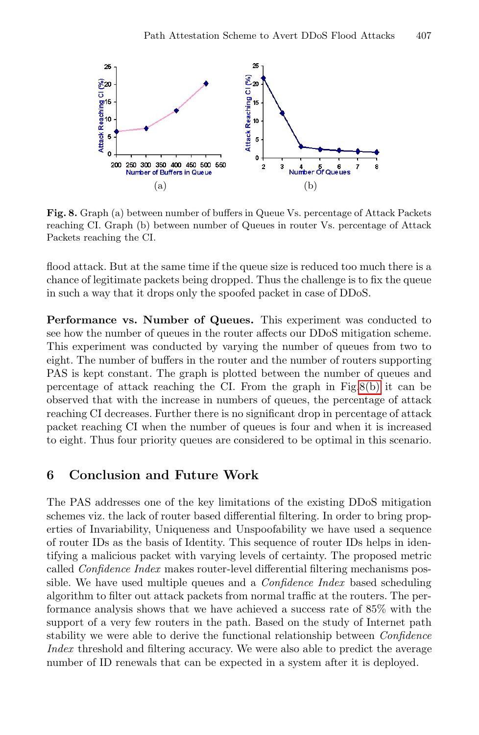25
20
15
10
5
0
Attack Reaching CI (%)
200 250 300 350 400 450 500 550
Number of Buffers in Queue

(a)

25
20
15
10
5
0
Attack Reaching CI (%)
2 3 4 5 6 7 8
Number Of Queues

(b)

**Fig. 8.** Graph (a) between number of buffers in Queue Vs. percentage of Attack Packets reaching CI. Graph (b) between number of Queues in router Vs. percentage of Attack Packets reaching the CI.

flood attack. But at the same time if the queue size is reduced too much there is a chance of legitimate packets being dropped. Thus the challenge is to fix the queue in such a way that it drops only the spoofed packet in case of DDoS.

**Performance vs. Number of Queues.** This experiment was conducted to see how the number of queues in the router affects our DDoS mitigation scheme. This experiment was conducted by varying the number of queues from two to eight. The number of buffers in the router and the number of routers supporting PAS is kept constant. The graph is plotted between the number of queues and percentage of attack reaching the CI. From the graph in Fig.8(b) it can be observed that with the increase in numbers of queues, the percentage of attack reaching CI decreases. Further there is no significant drop in percentage of attack packet reaching CI when the number of queues is four and when it is increased to eight. Thus four priority queues are considered to be optimal in this scenario.

## 6 Conclusion and Future Work

The PAS addresses one of the key limitations of the existing DDoS mitigation schemes viz. the lack of router based differential filtering. In order to bring properties of Invariability, Uniqueness and Unspoofability we have used a sequence of router IDs as the basis of Identity. This sequence of router IDs helps in identifying a malicious packet with varying levels of certainty. The proposed metric called *Confidence Index* makes router-level differential filtering mechanisms possible. We have used multiple queues and a *Confidence Index* based scheduling algorithm to filter out attack packets from normal traffic at the routers. The performance analysis shows that we have achieved a success rate of 85% with the support of a very few routers in the path. Based on the study of Internet path stability we were able to derive the functional relationship between *Confidence Index* threshold and filtering accuracy. We were also able to predict the average number of ID renewals that can be expected in a system after it is deployed.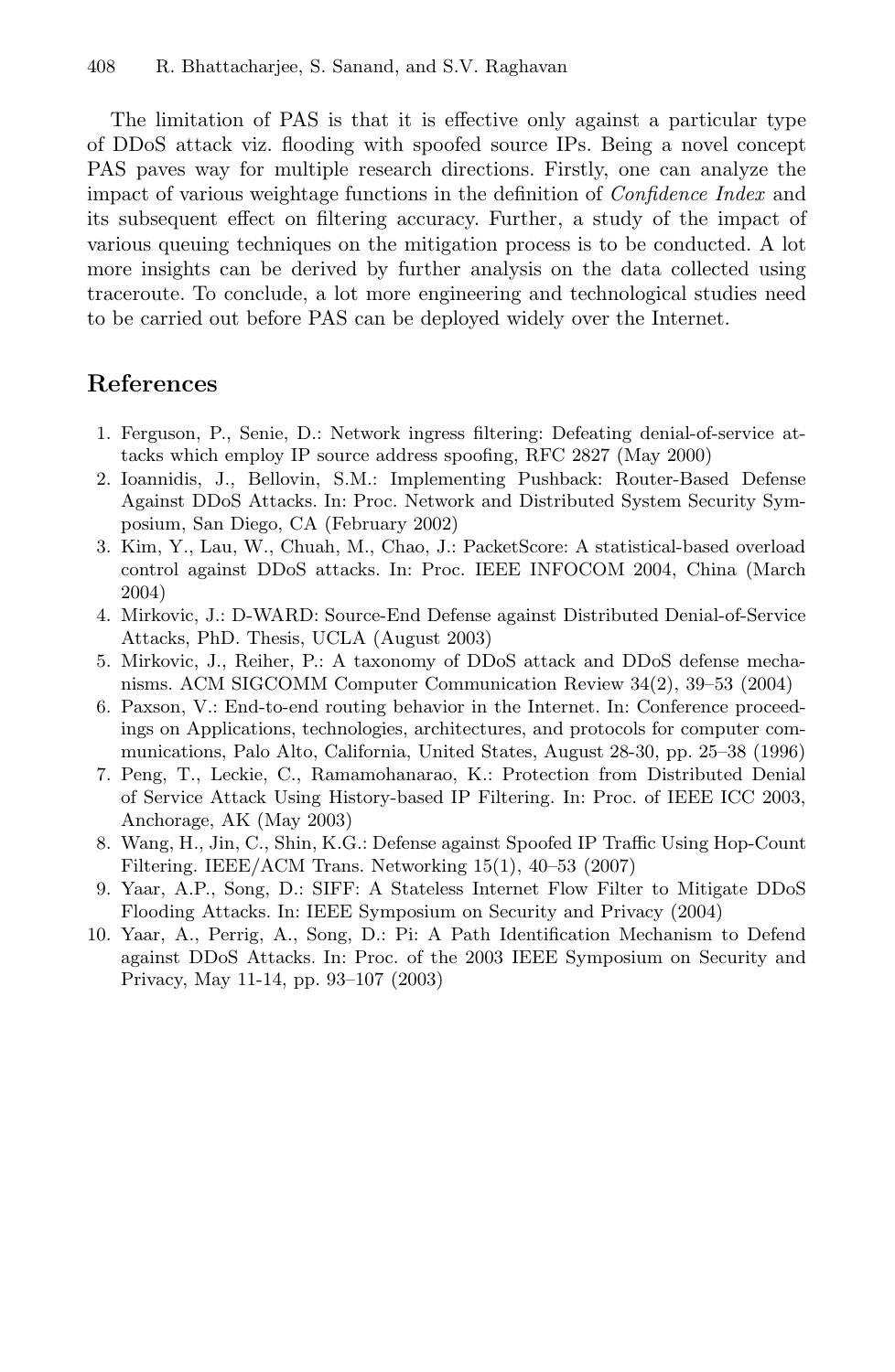The limitation of PAS is that it is effective only against a particular type of DDoS attack viz. flooding with spoofed source IPs. Being a novel concept PAS paves way for multiple research directions. Firstly, one can analyze the impact of various weightage functions in the definition of *Confidence Index* and its subsequent effect on filtering accuracy. Further, a study of the impact of various queuing techniques on the mitigation process is to be conducted. A lot more insights can be derived by further analysis on the data collected using traceroute. To conclude, a lot more engineering and technological studies need to be carried out before PAS can be deployed widely over the Internet.

## References

1. Ferguson, P., Senie, D.: Network ingress filtering: Defeating denial-of-service attacks which employ IP source address spoofing, RFC 2827 (May 2000)
2. Ioannidis, J., Bellovin, S.M.: Implementing Pushback: Router-Based Defense Against DDoS Attacks. In: Proc. Network and Distributed System Security Symposium, San Diego, CA (February 2002)
3. Kim, Y., Lau, W., Chuah, M., Chao, J.: PacketScore: A statistical-based overload control against DDoS attacks. In: Proc. IEEE INFOCOM 2004, China (March 2004)
4. Mirkovic, J.: D-WARD: Source-End Defense against Distributed Denial-of-Service Attacks, PhD. Thesis, UCLA (August 2003)
5. Mirkovic, J., Reiher, P.: A taxonomy of DDoS attack and DDoS defense mechanisms. ACM SIGCOMM Computer Communication Review 34(2), 39–53 (2004)
6. Paxson, V.: End-to-end routing behavior in the Internet. In: Conference proceedings on Applications, technologies, architectures, and protocols for computer communications, Palo Alto, California, United States, August 28-30, pp. 25–38 (1996)
7. Peng, T., Leckie, C., Ramamohanarao, K.: Protection from Distributed Denial of Service Attack Using History-based IP Filtering. In: Proc. of IEEE ICC 2003, Anchorage, AK (May 2003)
8. Wang, H., Jin, C., Shin, K.G.: Defense against Spoofed IP Traffic Using Hop-Count Filtering. IEEE/ACM Trans. Networking 15(1), 40–53 (2007)
9. Yaar, A.P., Song, D.: SIFF: A Stateless Internet Flow Filter to Mitigate DDoS Flooding Attacks. In: IEEE Symposium on Security and Privacy (2004)
10. Yaar, A., Perrig, A., Song, D.: Pi: A Path Identification Mechanism to Defend against DDoS Attacks. In: Proc. of the 2003 IEEE Symposium on Security and Privacy, May 11-14, pp. 93–107 (2003)